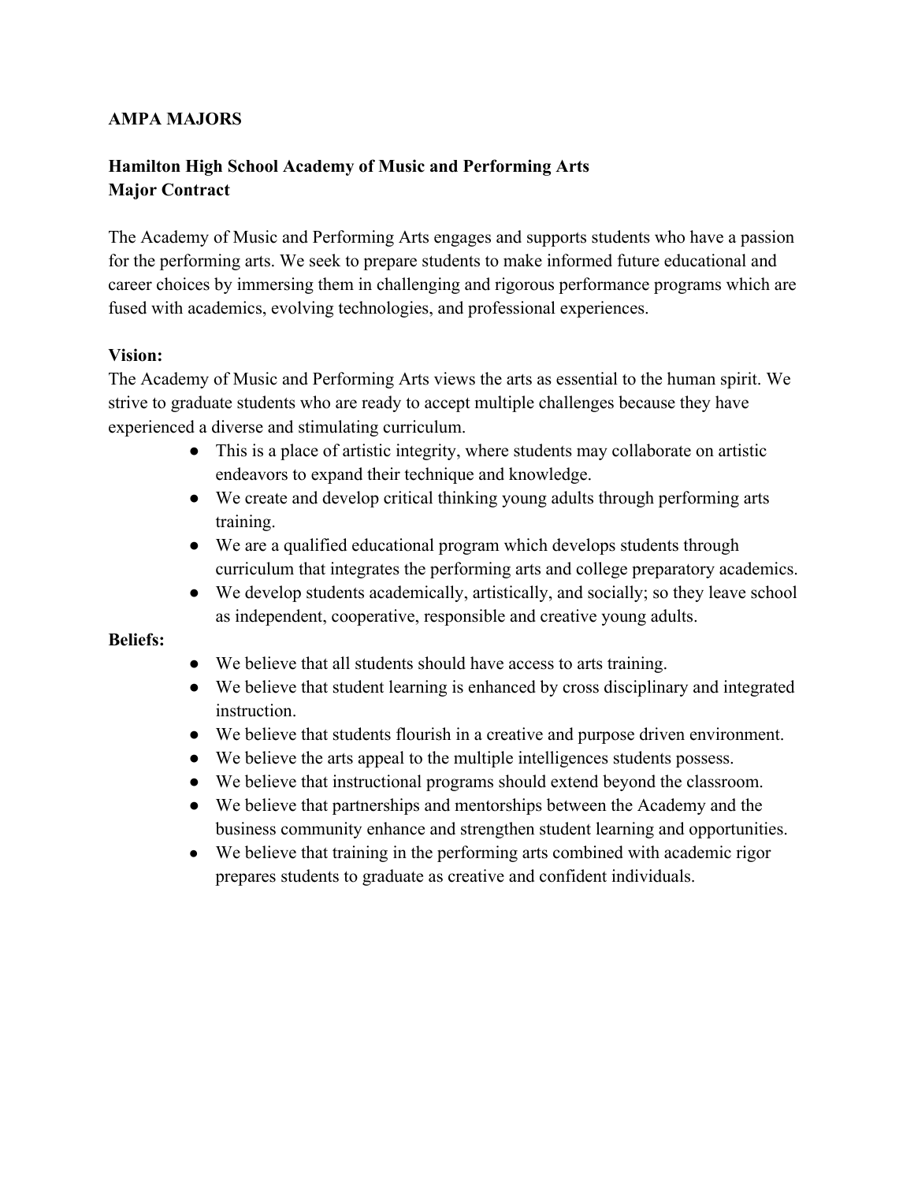**AMPA MAJORS**

**Hamilton High School Academy of Music and Performing Arts**
**Major Contract**

The Academy of Music and Performing Arts engages and supports students who have a passion for the performing arts. We seek to prepare students to make informed future educational and career choices by immersing them in challenging and rigorous performance programs which are fused with academics, evolving technologies, and professional experiences.

**Vision:**
The Academy of Music and Performing Arts views the arts as essential to the human spirit. We strive to graduate students who are ready to accept multiple challenges because they have experienced a diverse and stimulating curriculum.

- This is a place of artistic integrity, where students may collaborate on artistic endeavors to expand their technique and knowledge.
- We create and develop critical thinking young adults through performing arts training.
- We are a qualified educational program which develops students through curriculum that integrates the performing arts and college preparatory academics.
- We develop students academically, artistically, and socially; so they leave school as independent, cooperative, responsible and creative young adults.

**Beliefs:**

- We believe that all students should have access to arts training.
- We believe that student learning is enhanced by cross disciplinary and integrated instruction.
- We believe that students flourish in a creative and purpose driven environment.
- We believe the arts appeal to the multiple intelligences students possess.
- We believe that instructional programs should extend beyond the classroom.
- We believe that partnerships and mentorships between the Academy and the business community enhance and strengthen student learning and opportunities.
- We believe that training in the performing arts combined with academic rigor prepares students to graduate as creative and confident individuals.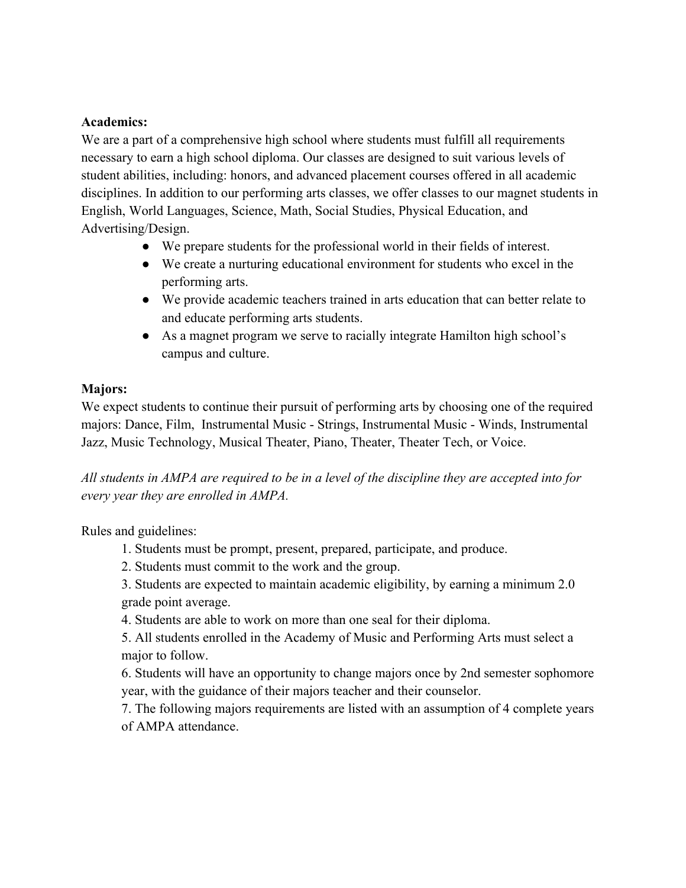**Academics:**
We are a part of a comprehensive high school where students must fulfill all requirements necessary to earn a high school diploma. Our classes are designed to suit various levels of student abilities, including: honors, and advanced placement courses offered in all academic disciplines. In addition to our performing arts classes, we offer classes to our magnet students in English, World Languages, Science, Math, Social Studies, Physical Education, and Advertising/Design.

- We prepare students for the professional world in their fields of interest.
- We create a nurturing educational environment for students who excel in the performing arts.
- We provide academic teachers trained in arts education that can better relate to and educate performing arts students.
- As a magnet program we serve to racially integrate Hamilton high school's campus and culture.

**Majors:**
We expect students to continue their pursuit of performing arts by choosing one of the required majors: Dance, Film, Instrumental Music - Strings, Instrumental Music - Winds, Instrumental Jazz, Music Technology, Musical Theater, Piano, Theater, Theater Tech, or Voice.

*All students in AMPA are required to be in a level of the discipline they are accepted into for every year they are enrolled in AMPA.*

Rules and guidelines:

1. Students must be prompt, present, prepared, participate, and produce.
2. Students must commit to the work and the group.
3. Students are expected to maintain academic eligibility, by earning a minimum 2.0 grade point average.
4. Students are able to work on more than one seal for their diploma.
5. All students enrolled in the Academy of Music and Performing Arts must select a major to follow.
6. Students will have an opportunity to change majors once by 2nd semester sophomore year, with the guidance of their majors teacher and their counselor.
7. The following majors requirements are listed with an assumption of 4 complete years of AMPA attendance.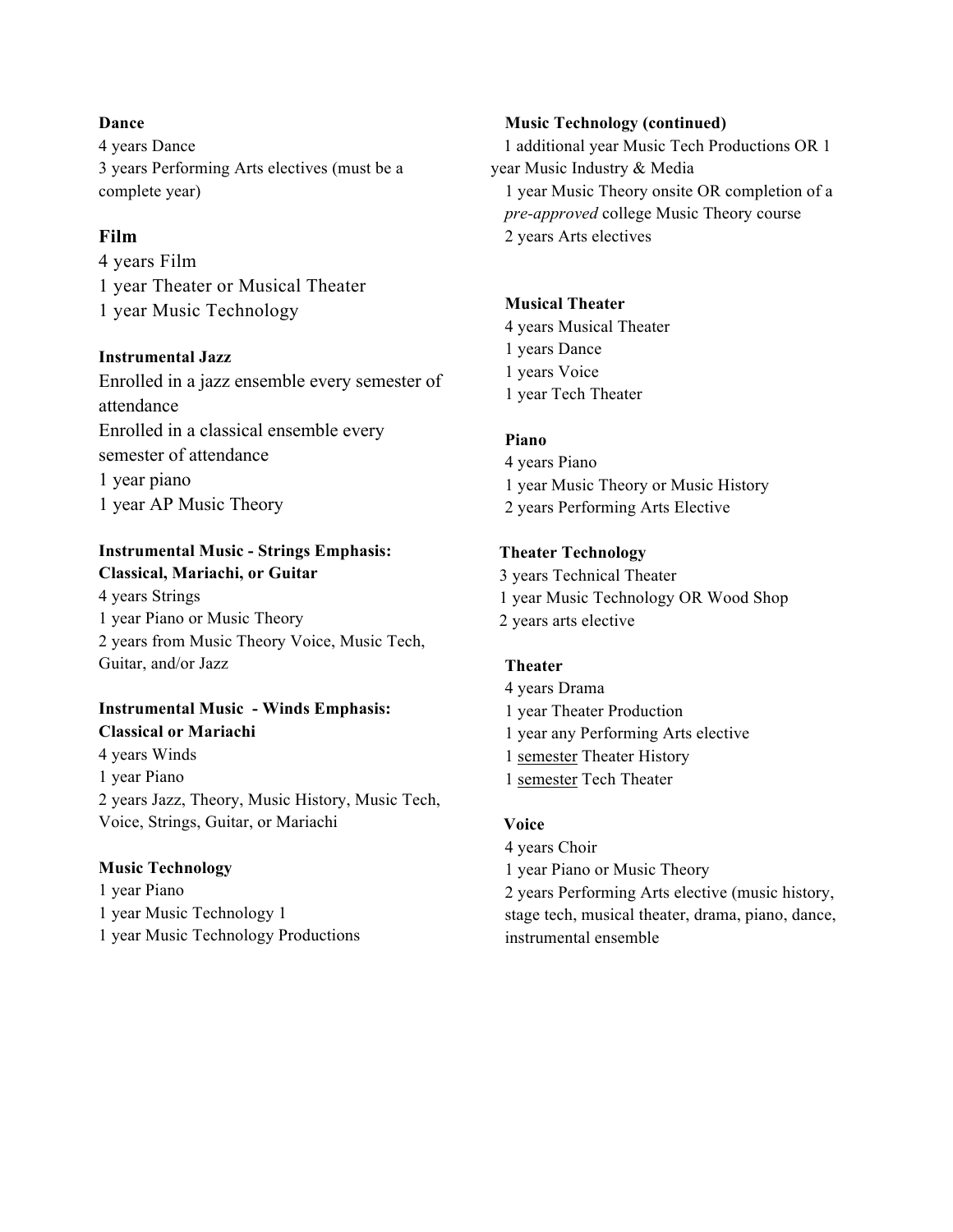**Dance**

4 years Dance
3 years Performing Arts electives (must be a complete year)

**Film**

4 years Film
1 year Theater or Musical Theater
1 year Music Technology

**Instrumental Jazz**

Enrolled in a jazz ensemble every semester of attendance
Enrolled in a classical ensemble every semester of attendance
1 year piano
1 year AP Music Theory

**Instrumental Music - Strings Emphasis: Classical, Mariachi, or Guitar**

4 years Strings
1 year Piano or Music Theory
2 years from Music Theory Voice, Music Tech, Guitar, and/or Jazz

**Instrumental Music - Winds Emphasis: Classical or Mariachi**

4 years Winds
1 year Piano
2 years Jazz, Theory, Music History, Music Tech, Voice, Strings, Guitar, or Mariachi

**Music Technology**

1 year Piano
1 year Music Technology 1
1 year Music Technology Productions

**Music Technology (continued)**

1 additional year Music Tech Productions OR 1 year Music Industry & Media
1 year Music Theory onsite OR completion of a *pre-approved* college Music Theory course
2 years Arts electives

**Musical Theater**

4 years Musical Theater
1 years Dance
1 years Voice
1 year Tech Theater

**Piano**

4 years Piano
1 year Music Theory or Music History
2 years Performing Arts Elective

**Theater Technology**

3 years Technical Theater
1 year Music Technology OR Wood Shop
2 years arts elective

**Theater**

4 years Drama
1 year Theater Production
1 year any Performing Arts elective
1 semester Theater History
1 semester Tech Theater

**Voice**

4 years Choir
1 year Piano or Music Theory
2 years Performing Arts elective (music history, stage tech, musical theater, drama, piano, dance, instrumental ensemble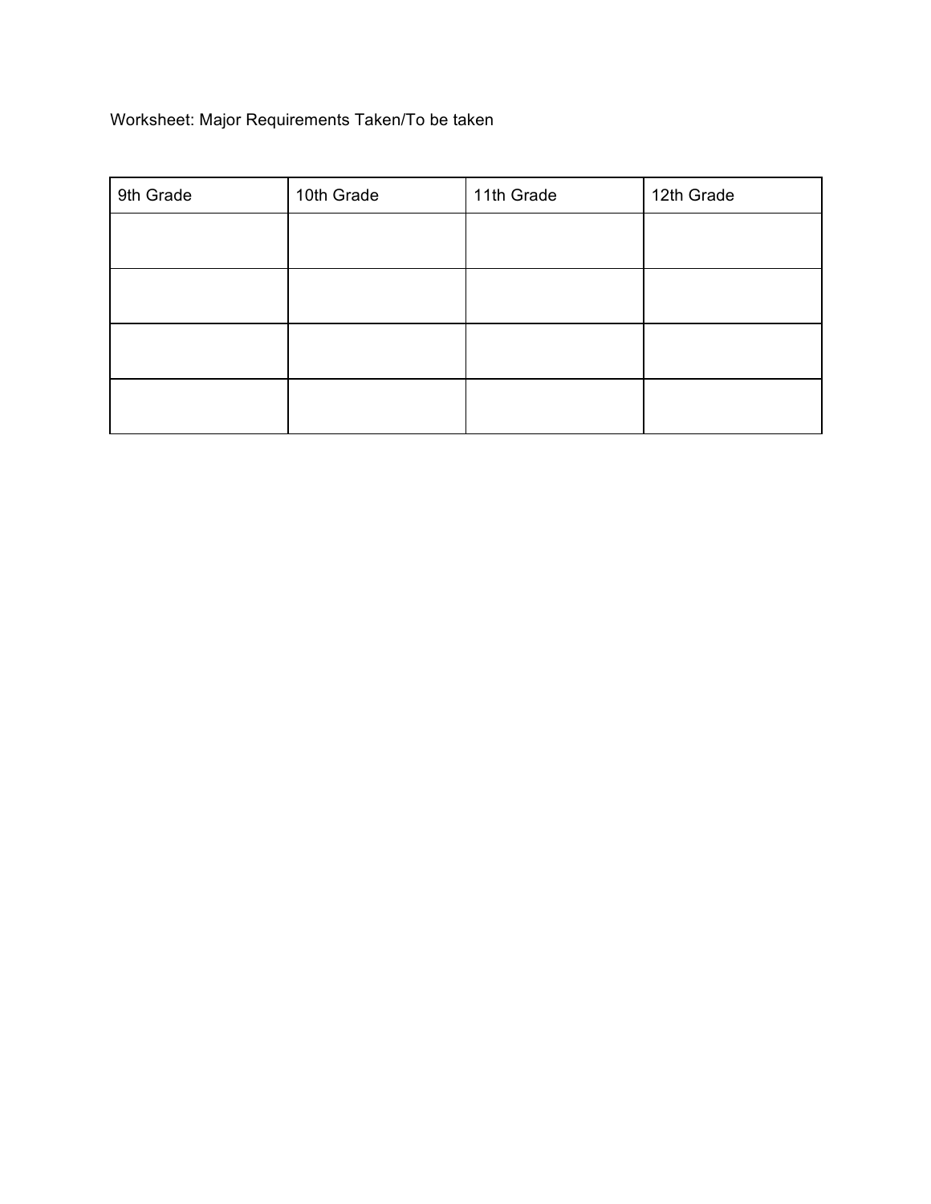Worksheet: Major Requirements Taken/To be taken

| 9th Grade | 10th Grade | 11th Grade | 12th Grade |
| --- | --- | --- | --- |
| | | | |
| | | | |
| | | | |
| | | | |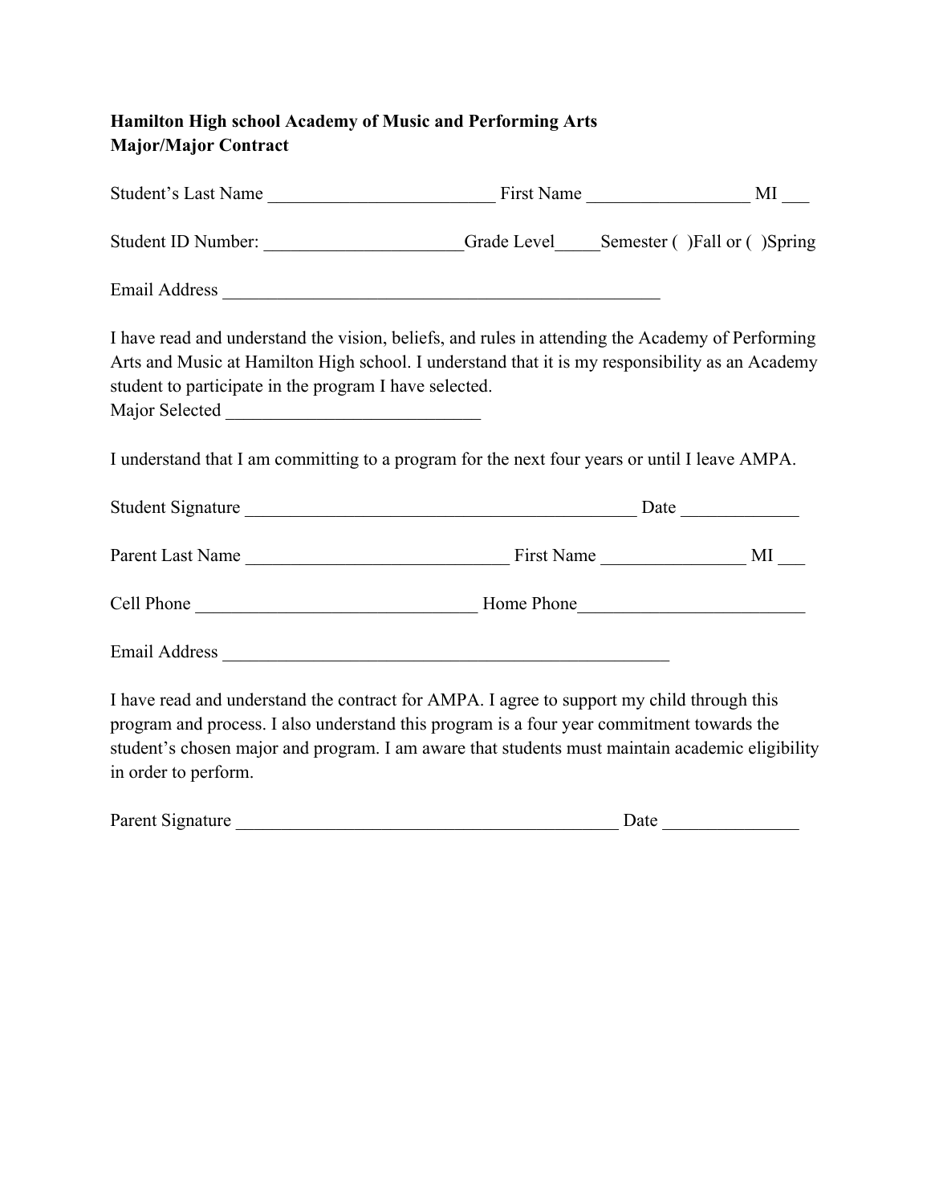**Hamilton High school Academy of Music and Performing Arts**
**Major/Major Contract**

Student's Last Name __________________________ First Name __________________ MI ___

Student ID Number: ______________________Grade Level_____Semester ( )Fall or ( )Spring

Email Address __________________________________________________

I have read and understand the vision, beliefs, and rules in attending the Academy of Performing Arts and Music at Hamilton High school. I understand that it is my responsibility as an Academy student to participate in the program I have selected.
Major Selected ____________________________

I understand that I am committing to a program for the next four years or until I leave AMPA.

Student Signature ____________________________________________ Date _____________

Parent Last Name ______________________________ First Name ________________ MI ___

Cell Phone _______________________________ Home Phone_________________________

Email Address ___________________________________________________

I have read and understand the contract for AMPA. I agree to support my child through this program and process. I also understand this program is a four year commitment towards the student's chosen major and program. I am aware that students must maintain academic eligibility in order to perform.

Parent Signature ___________________________________________ Date _______________